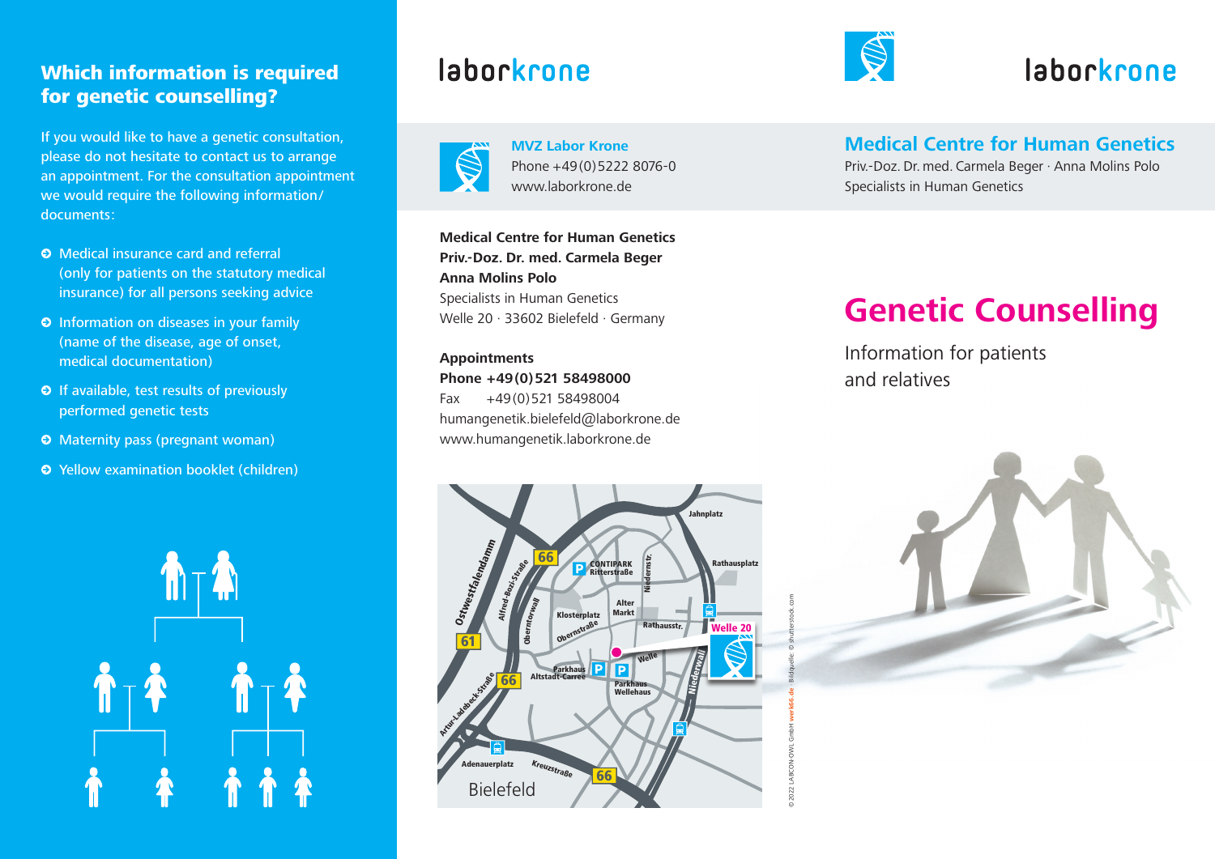## Which information is required for genetic counselling?

If you would like to have a genetic consultation, please do not hesitate to contact us to arrange an appointment. For the consultation appointment we would require the following information/ documents:

- Medical insurance card and referral (only for patients on the statutory medical insurance) for all persons seeking advice
- Information on diseases in your family (name of the disease, age of onset, medical documentation)
- If available, test results of previously performed genetic tests
- Maternity pass (pregnant woman)
- Yellow examination booklet (children)

laborkrone

**MVZ Labor Krone**
Phone +49(0)5222 8076-0
www.laborkrone.de

**Medical Centre for Human Genetics**
**Priv.-Doz. Dr. med. Carmela Beger**
**Anna Molins Polo**
Specialists in Human Genetics
Welle 20 · 33602 Bielefeld · Germany

**Appointments**
**Phone +49(0)521 58498000**
Fax +49(0)521 58498004
humangenetik.bielefeld@laborkrone.de
www.humangenetik.laborkrone.de

Bielefeld

© 2022 LABCON-OWL GmbH werk66.de · Bildquelle: © shutterstock.com

laborkrone

## Medical Centre for Human Genetics

Priv.-Doz. Dr. med. Carmela Beger · Anna Molins Polo
Specialists in Human Genetics

# Genetic Counselling

Information for patients and relatives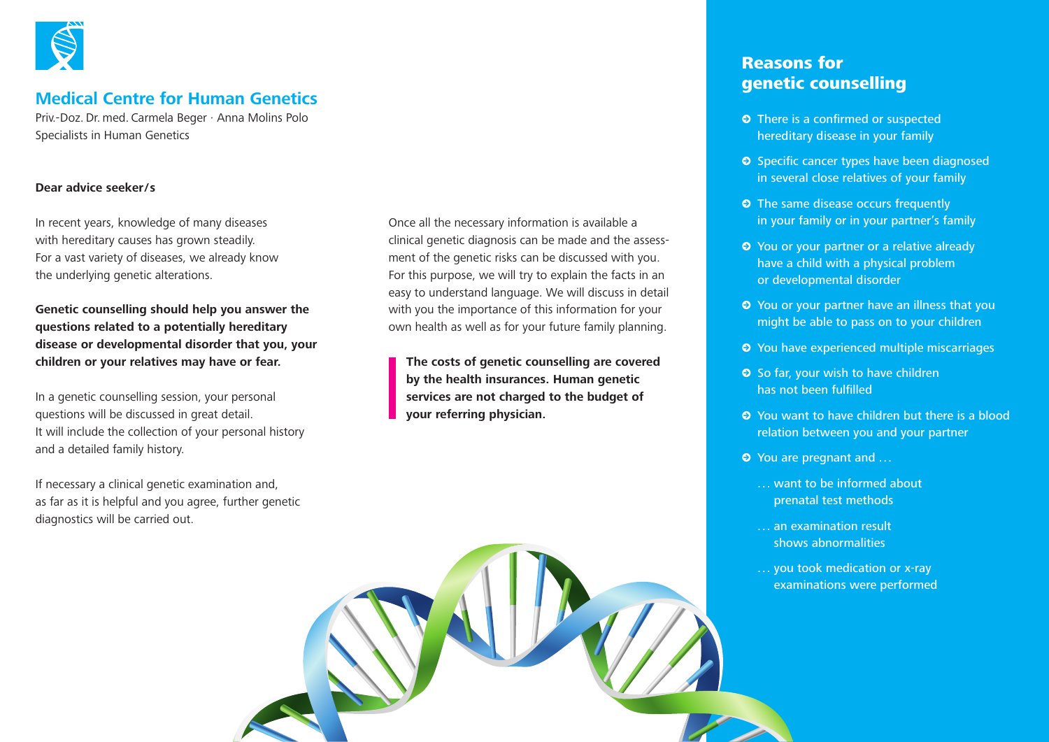## Medical Centre for Human Genetics

Priv.-Doz. Dr. med. Carmela Beger · Anna Molins Polo
Specialists in Human Genetics

**Dear advice seeker/s**

In recent years, knowledge of many diseases with hereditary causes has grown steadily. For a vast variety of diseases, we already know the underlying genetic alterations.

**Genetic counselling should help you answer the questions related to a potentially hereditary disease or developmental disorder that you, your children or your relatives may have or fear.**

In a genetic counselling session, your personal questions will be discussed in great detail. It will include the collection of your personal history and a detailed family history.

If necessary a clinical genetic examination and, as far as it is helpful and you agree, further genetic diagnostics will be carried out.

Once all the necessary information is available a clinical genetic diagnosis can be made and the assessment of the genetic risks can be discussed with you. For this purpose, we will try to explain the facts in an easy to understand language. We will discuss in detail with you the importance of this information for your own health as well as for your future family planning.

**The costs of genetic counselling are covered by the health insurances. Human genetic services are not charged to the budget of your referring physician.**

## Reasons for genetic counselling

- There is a confirmed or suspected hereditary disease in your family
- Specific cancer types have been diagnosed in several close relatives of your family
- The same disease occurs frequently in your family or in your partner's family
- You or your partner or a relative already have a child with a physical problem or developmental disorder
- You or your partner have an illness that you might be able to pass on to your children
- You have experienced multiple miscarriages
- So far, your wish to have children has not been fulfilled
- You want to have children but there is a blood relation between you and your partner
- You are pregnant and …
  - … want to be informed about prenatal test methods
  - … an examination result shows abnormalities
  - … you took medication or x-ray examinations were performed